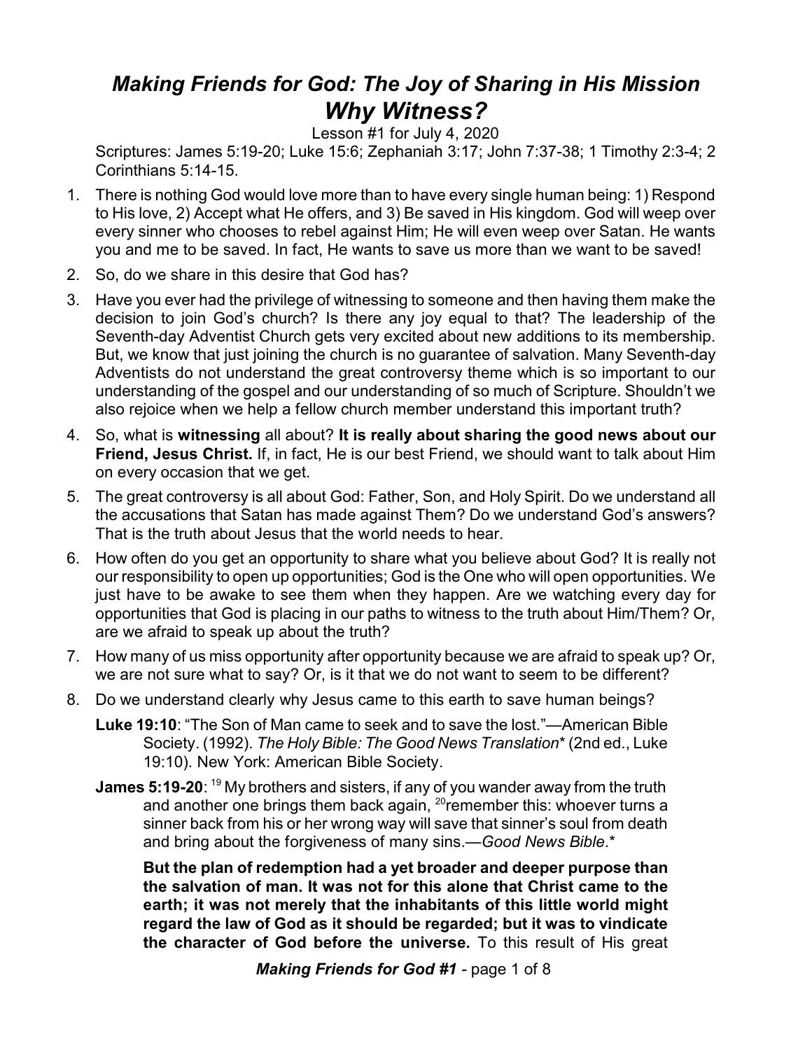# *Making Friends for God: The Joy of Sharing in His Mission*
## *Why Witness?*

Lesson #1 for July 4, 2020

Scriptures: James 5:19-20; Luke 15:6; Zephaniah 3:17; John 7:37-38; 1 Timothy 2:3-4; 2 Corinthians 5:14-15.

1. There is nothing God would love more than to have every single human being: 1) Respond to His love, 2) Accept what He offers, and 3) Be saved in His kingdom. God will weep over every sinner who chooses to rebel against Him; He will even weep over Satan. He wants you and me to be saved. In fact, He wants to save us more than we want to be saved!
2. So, do we share in this desire that God has?
3. Have you ever had the privilege of witnessing to someone and then having them make the decision to join God's church? Is there any joy equal to that? The leadership of the Seventh-day Adventist Church gets very excited about new additions to its membership. But, we know that just joining the church is no guarantee of salvation. Many Seventh-day Adventists do not understand the great controversy theme which is so important to our understanding of the gospel and our understanding of so much of Scripture. Shouldn't we also rejoice when we help a fellow church member understand this important truth?
4. So, what is **witnessing** all about? **It is really about sharing the good news about our Friend, Jesus Christ.** If, in fact, He is our best Friend, we should want to talk about Him on every occasion that we get.
5. The great controversy is all about God: Father, Son, and Holy Spirit. Do we understand all the accusations that Satan has made against Them? Do we understand God's answers? That is the truth about Jesus that the world needs to hear.
6. How often do you get an opportunity to share what you believe about God? It is really not our responsibility to open up opportunities; God is the One who will open opportunities. We just have to be awake to see them when they happen. Are we watching every day for opportunities that God is placing in our paths to witness to the truth about Him/Them? Or, are we afraid to speak up about the truth?
7. How many of us miss opportunity after opportunity because we are afraid to speak up? Or, we are not sure what to say? Or, is it that we do not want to seem to be different?
8. Do we understand clearly why Jesus came to this earth to save human beings?

   **Luke 19:10**: "The Son of Man came to seek and to save the lost."—American Bible Society. (1992). *The Holy Bible: The Good News Translation** (2nd ed., Luke 19:10). New York: American Bible Society.

   **James 5:19-20**: [19] My brothers and sisters, if any of you wander away from the truth and another one brings them back again, [20] remember this: whoever turns a sinner back from his or her wrong way will save that sinner's soul from death and bring about the forgiveness of many sins.—*Good News Bible*.*

   **But the plan of redemption had a yet broader and deeper purpose than the salvation of man. It was not for this alone that Christ came to the earth; it was not merely that the inhabitants of this little world might regard the law of God as it should be regarded; but it was to vindicate the character of God before the universe.** To this result of His great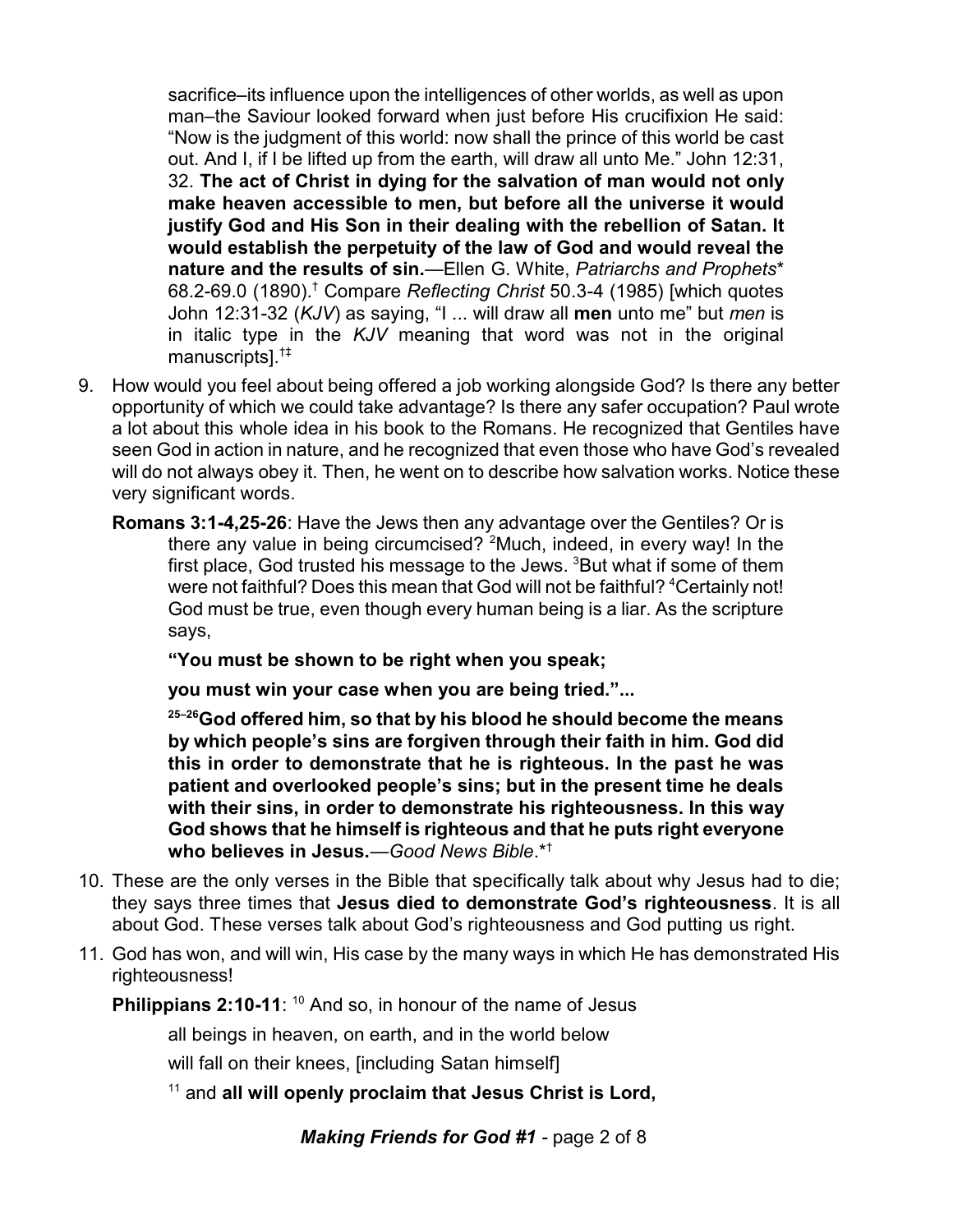sacrifice–its influence upon the intelligences of other worlds, as well as upon man–the Saviour looked forward when just before His crucifixion He said: "Now is the judgment of this world: now shall the prince of this world be cast out. And I, if I be lifted up from the earth, will draw all unto Me." John 12:31, 32. **The act of Christ in dying for the salvation of man would not only make heaven accessible to men, but before all the universe it would justify God and His Son in their dealing with the rebellion of Satan. It would establish the perpetuity of the law of God and would reveal the nature and the results of sin.**—Ellen G. White, *Patriarchs and Prophets*\* 68.2-69.0 (1890).† Compare *Reflecting Christ* 50.3-4 (1985) [which quotes John 12:31-32 (*KJV*) as saying, "I ... will draw all **men** unto me" but *men* is in italic type in the *KJV* meaning that word was not in the original manuscripts].†‡

9. How would you feel about being offered a job working alongside God? Is there any better opportunity of which we could take advantage? Is there any safer occupation? Paul wrote a lot about this whole idea in his book to the Romans. He recognized that Gentiles have seen God in action in nature, and he recognized that even those who have God's revealed will do not always obey it. Then, he went on to describe how salvation works. Notice these very significant words.

   **Romans 3:1-4,25-26**: Have the Jews then any advantage over the Gentiles? Or is there any value in being circumcised? [2]Much, indeed, in every way! In the first place, God trusted his message to the Jews. [3]But what if some of them were not faithful? Does this mean that God will not be faithful? [4]Certainly not! God must be true, even though every human being is a liar. As the scripture says,

   **"You must be shown to be right when you speak;**

   **you must win your case when you are being tried."...**

   **[25–26]God offered him, so that by his blood he should become the means by which people's sins are forgiven through their faith in him. God did this in order to demonstrate that he is righteous. In the past he was patient and overlooked people's sins; but in the present time he deals with their sins, in order to demonstrate his righteousness. In this way God shows that he himself is righteous and that he puts right everyone who believes in Jesus.**—*Good News Bible*.\*†

10. These are the only verses in the Bible that specifically talk about why Jesus had to die; they says three times that **Jesus died to demonstrate God's righteousness**. It is all about God. These verses talk about God's righteousness and God putting us right.

11. God has won, and will win, His case by the many ways in which He has demonstrated His righteousness!

   **Philippians 2:10-11**: [10] And so, in honour of the name of Jesus

   all beings in heaven, on earth, and in the world below

   will fall on their knees, [including Satan himself]

   [11] and **all will openly proclaim that Jesus Christ is Lord,**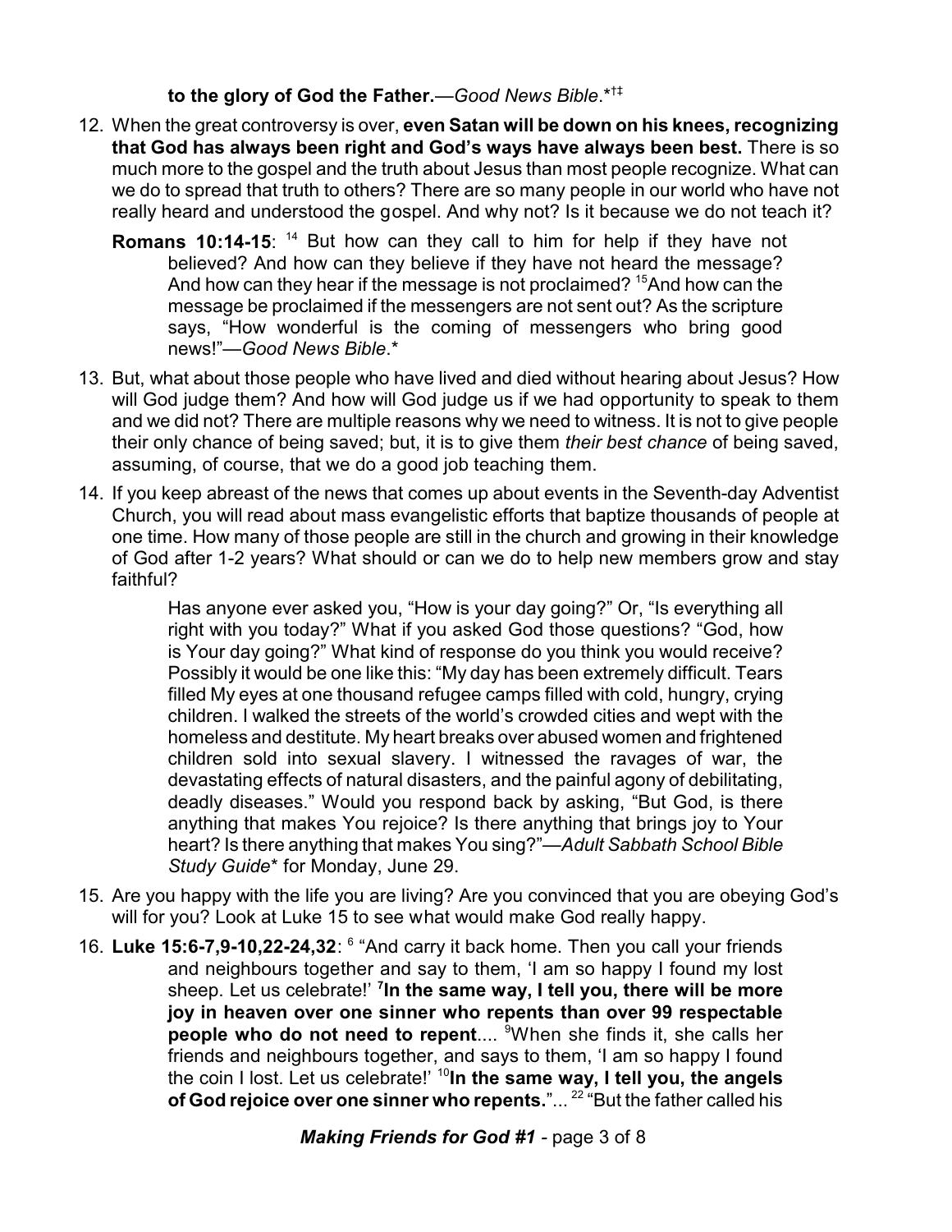**to the glory of God the Father.**—*Good News Bible*.*†‡

12. When the great controversy is over, **even Satan will be down on his knees, recognizing that God has always been right and God's ways have always been best.** There is so much more to the gospel and the truth about Jesus than most people recognize. What can we do to spread that truth to others? There are so many people in our world who have not really heard and understood the gospel. And why not? Is it because we do not teach it?

    **Romans 10:14-15**: [14] But how can they call to him for help if they have not believed? And how can they believe if they have not heard the message? And how can they hear if the message is not proclaimed? [15]And how can the message be proclaimed if the messengers are not sent out? As the scripture says, "How wonderful is the coming of messengers who bring good news!"—*Good News Bible*.*

13. But, what about those people who have lived and died without hearing about Jesus? How will God judge them? And how will God judge us if we had opportunity to speak to them and we did not? There are multiple reasons why we need to witness. It is not to give people their only chance of being saved; but, it is to give them *their best chance* of being saved, assuming, of course, that we do a good job teaching them.

14. If you keep abreast of the news that comes up about events in the Seventh-day Adventist Church, you will read about mass evangelistic efforts that baptize thousands of people at one time. How many of those people are still in the church and growing in their knowledge of God after 1-2 years? What should or can we do to help new members grow and stay faithful?

    > Has anyone ever asked you, "How is your day going?" Or, "Is everything all right with you today?" What if you asked God those questions? "God, how is Your day going?" What kind of response do you think you would receive? Possibly it would be one like this: "My day has been extremely difficult. Tears filled My eyes at one thousand refugee camps filled with cold, hungry, crying children. I walked the streets of the world's crowded cities and wept with the homeless and destitute. My heart breaks over abused women and frightened children sold into sexual slavery. I witnessed the ravages of war, the devastating effects of natural disasters, and the painful agony of debilitating, deadly diseases." Would you respond back by asking, "But God, is there anything that makes You rejoice? Is there anything that brings joy to Your heart? Is there anything that makes You sing?"—*Adult Sabbath School Bible Study Guide** for Monday, June 29.

15. Are you happy with the life you are living? Are you convinced that you are obeying God's will for you? Look at Luke 15 to see what would make God really happy.

16. **Luke 15:6-7,9-10,22-24,32**: [6] "And carry it back home. Then you call your friends and neighbours together and say to them, 'I am so happy I found my lost sheep. Let us celebrate!' [7]**In the same way, I tell you, there will be more joy in heaven over one sinner who repents than over 99 respectable people who do not need to repent**.... [9]When she finds it, she calls her friends and neighbours together, and says to them, 'I am so happy I found the coin I lost. Let us celebrate!' [10]**In the same way, I tell you, the angels of God rejoice over one sinner who repents.**"... [22] "But the father called his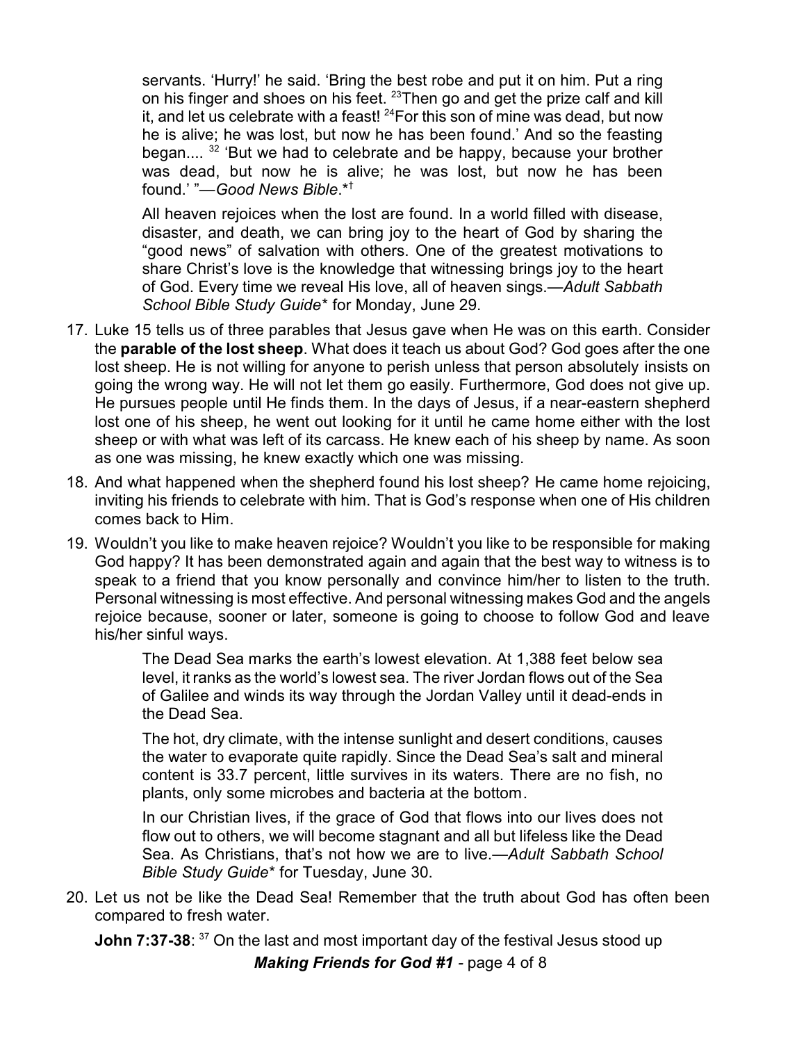servants. 'Hurry!' he said. 'Bring the best robe and put it on him. Put a ring on his finger and shoes on his feet. [23]Then go and get the prize calf and kill it, and let us celebrate with a feast! [24]For this son of mine was dead, but now he is alive; he was lost, but now he has been found.' And so the feasting began.... [32] 'But we had to celebrate and be happy, because your brother was dead, but now he is alive; he was lost, but now he has been found.' "—*Good News Bible*.*†

> All heaven rejoices when the lost are found. In a world filled with disease, disaster, and death, we can bring joy to the heart of God by sharing the "good news" of salvation with others. One of the greatest motivations to share Christ's love is the knowledge that witnessing brings joy to the heart of God. Every time we reveal His love, all of heaven sings.—*Adult Sabbath School Bible Study Guide** for Monday, June 29.

17. Luke 15 tells us of three parables that Jesus gave when He was on this earth. Consider the **parable of the lost sheep**. What does it teach us about God? God goes after the one lost sheep. He is not willing for anyone to perish unless that person absolutely insists on going the wrong way. He will not let them go easily. Furthermore, God does not give up. He pursues people until He finds them. In the days of Jesus, if a near-eastern shepherd lost one of his sheep, he went out looking for it until he came home either with the lost sheep or with what was left of its carcass. He knew each of his sheep by name. As soon as one was missing, he knew exactly which one was missing.
18. And what happened when the shepherd found his lost sheep? He came home rejoicing, inviting his friends to celebrate with him. That is God's response when one of His children comes back to Him.
19. Wouldn't you like to make heaven rejoice? Wouldn't you like to be responsible for making God happy? It has been demonstrated again and again that the best way to witness is to speak to a friend that you know personally and convince him/her to listen to the truth. Personal witnessing is most effective. And personal witnessing makes God and the angels rejoice because, sooner or later, someone is going to choose to follow God and leave his/her sinful ways.

> The Dead Sea marks the earth's lowest elevation. At 1,388 feet below sea level, it ranks as the world's lowest sea. The river Jordan flows out of the Sea of Galilee and winds its way through the Jordan Valley until it dead-ends in the Dead Sea.
>
> The hot, dry climate, with the intense sunlight and desert conditions, causes the water to evaporate quite rapidly. Since the Dead Sea's salt and mineral content is 33.7 percent, little survives in its waters. There are no fish, no plants, only some microbes and bacteria at the bottom.
>
> In our Christian lives, if the grace of God that flows into our lives does not flow out to others, we will become stagnant and all but lifeless like the Dead Sea. As Christians, that's not how we are to live.—*Adult Sabbath School Bible Study Guide** for Tuesday, June 30.

20. Let us not be like the Dead Sea! Remember that the truth about God has often been compared to fresh water.

**John 7:37-38**: [37] On the last and most important day of the festival Jesus stood up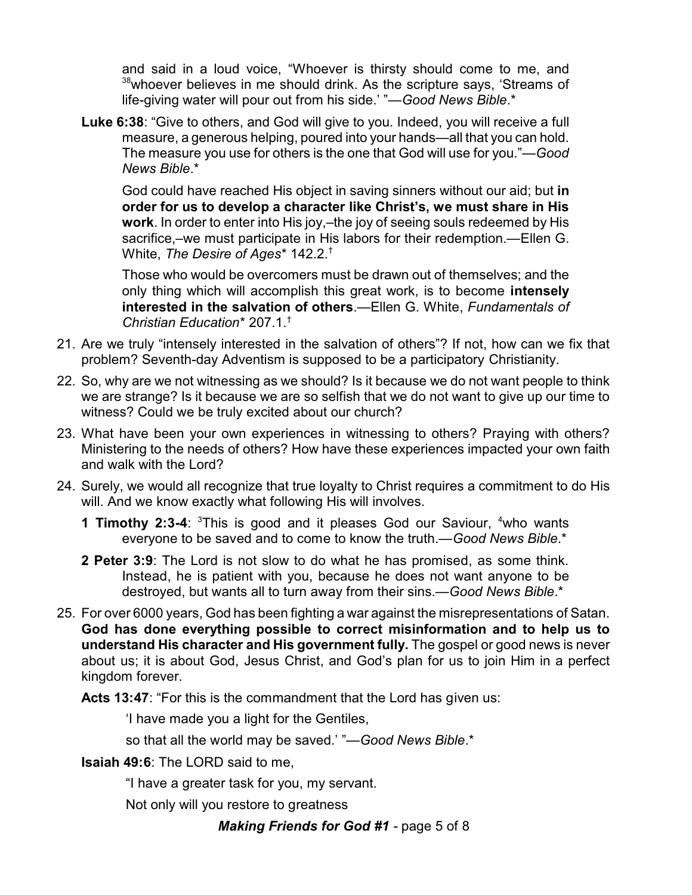and said in a loud voice, "Whoever is thirsty should come to me, and [38]whoever believes in me should drink. As the scripture says, 'Streams of life-giving water will pour out from his side.' "—*Good News Bible*.*

**Luke 6:38**: "Give to others, and God will give to you. Indeed, you will receive a full measure, a generous helping, poured into your hands—all that you can hold. The measure you use for others is the one that God will use for you."—*Good News Bible*.*

God could have reached His object in saving sinners without our aid; but **in order for us to develop a character like Christ's, we must share in His work**. In order to enter into His joy,–the joy of seeing souls redeemed by His sacrifice,–we must participate in His labors for their redemption.—Ellen G. White, *The Desire of Ages** 142.2.[†]

Those who would be overcomers must be drawn out of themselves; and the only thing which will accomplish this great work, is to become **intensely interested in the salvation of others**.—Ellen G. White, *Fundamentals of Christian Education** 207.1.[†]

21. Are we truly "intensely interested in the salvation of others"? If not, how can we fix that problem? Seventh-day Adventism is supposed to be a participatory Christianity.

22. So, why are we not witnessing as we should? Is it because we do not want people to think we are strange? Is it because we are so selfish that we do not want to give up our time to witness? Could we be truly excited about our church?

23. What have been your own experiences in witnessing to others? Praying with others? Ministering to the needs of others? How have these experiences impacted your own faith and walk with the Lord?

24. Surely, we would all recognize that true loyalty to Christ requires a commitment to do His will. And we know exactly what following His will involves.

    **1 Timothy 2:3-4**: [3]This is good and it pleases God our Saviour, [4]who wants everyone to be saved and to come to know the truth.—*Good News Bible*.*

    **2 Peter 3:9**: The Lord is not slow to do what he has promised, as some think. Instead, he is patient with you, because he does not want anyone to be destroyed, but wants all to turn away from their sins.—*Good News Bible*.*

25. For over 6000 years, God has been fighting a war against the misrepresentations of Satan. **God has done everything possible to correct misinformation and to help us to understand His character and His government fully.** The gospel or good news is never about us; it is about God, Jesus Christ, and God's plan for us to join Him in a perfect kingdom forever.

    **Acts 13:47**: "For this is the commandment that the Lord has given us:

    'I have made you a light for the Gentiles,

    so that all the world may be saved.' "—*Good News Bible*.*

    **Isaiah 49:6**: The LORD said to me,

    "I have a greater task for you, my servant.

    Not only will you restore to greatness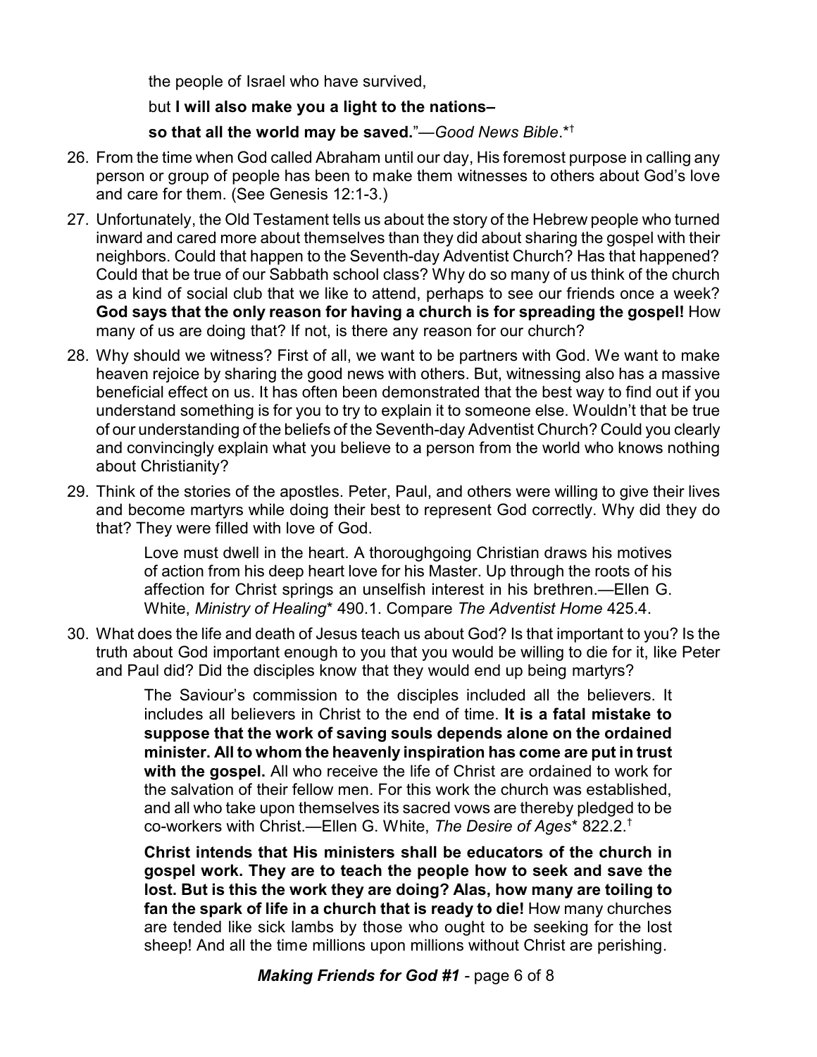the people of Israel who have survived,

but **I will also make you a light to the nations–**

**so that all the world may be saved.**"—*Good News Bible*.*†

26. From the time when God called Abraham until our day, His foremost purpose in calling any person or group of people has been to make them witnesses to others about God's love and care for them. (See Genesis 12:1-3.)

27. Unfortunately, the Old Testament tells us about the story of the Hebrew people who turned inward and cared more about themselves than they did about sharing the gospel with their neighbors. Could that happen to the Seventh-day Adventist Church? Has that happened? Could that be true of our Sabbath school class? Why do so many of us think of the church as a kind of social club that we like to attend, perhaps to see our friends once a week? **God says that the only reason for having a church is for spreading the gospel!** How many of us are doing that? If not, is there any reason for our church?

28. Why should we witness? First of all, we want to be partners with God. We want to make heaven rejoice by sharing the good news with others. But, witnessing also has a massive beneficial effect on us. It has often been demonstrated that the best way to find out if you understand something is for you to try to explain it to someone else. Wouldn't that be true of our understanding of the beliefs of the Seventh-day Adventist Church? Could you clearly and convincingly explain what you believe to a person from the world who knows nothing about Christianity?

29. Think of the stories of the apostles. Peter, Paul, and others were willing to give their lives and become martyrs while doing their best to represent God correctly. Why did they do that? They were filled with love of God.

    > Love must dwell in the heart. A thoroughgoing Christian draws his motives of action from his deep heart love for his Master. Up through the roots of his affection for Christ springs an unselfish interest in his brethren.—Ellen G. White, *Ministry of Healing** 490.1. Compare *The Adventist Home* 425.4.

30. What does the life and death of Jesus teach us about God? Is that important to you? Is the truth about God important enough to you that you would be willing to die for it, like Peter and Paul did? Did the disciples know that they would end up being martyrs?

    > The Saviour's commission to the disciples included all the believers. It includes all believers in Christ to the end of time. **It is a fatal mistake to suppose that the work of saving souls depends alone on the ordained minister. All to whom the heavenly inspiration has come are put in trust with the gospel.** All who receive the life of Christ are ordained to work for the salvation of their fellow men. For this work the church was established, and all who take upon themselves its sacred vows are thereby pledged to be co-workers with Christ.—Ellen G. White, *The Desire of Ages** 822.2.†

    > **Christ intends that His ministers shall be educators of the church in gospel work. They are to teach the people how to seek and save the lost. But is this the work they are doing? Alas, how many are toiling to fan the spark of life in a church that is ready to die!** How many churches are tended like sick lambs by those who ought to be seeking for the lost sheep! And all the time millions upon millions without Christ are perishing.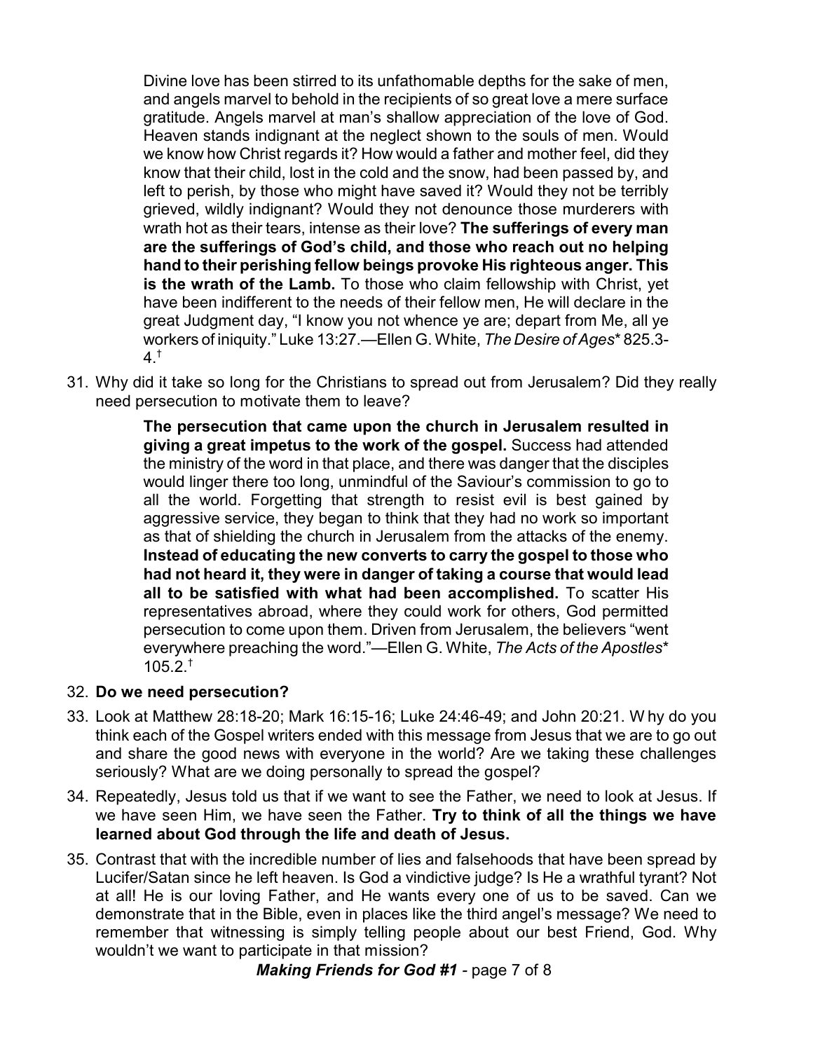> Divine love has been stirred to its unfathomable depths for the sake of men, and angels marvel to behold in the recipients of so great love a mere surface gratitude. Angels marvel at man's shallow appreciation of the love of God. Heaven stands indignant at the neglect shown to the souls of men. Would we know how Christ regards it? How would a father and mother feel, did they know that their child, lost in the cold and the snow, had been passed by, and left to perish, by those who might have saved it? Would they not be terribly grieved, wildly indignant? Would they not denounce those murderers with wrath hot as their tears, intense as their love? **The sufferings of every man are the sufferings of God's child, and those who reach out no helping hand to their perishing fellow beings provoke His righteous anger. This is the wrath of the Lamb.** To those who claim fellowship with Christ, yet have been indifferent to the needs of their fellow men, He will declare in the great Judgment day, "I know you not whence ye are; depart from Me, all ye workers of iniquity." Luke 13:27.—Ellen G. White, *The Desire of Ages** 825.3-4.†

31. Why did it take so long for the Christians to spread out from Jerusalem? Did they really need persecution to motivate them to leave?

> **The persecution that came upon the church in Jerusalem resulted in giving a great impetus to the work of the gospel.** Success had attended the ministry of the word in that place, and there was danger that the disciples would linger there too long, unmindful of the Saviour's commission to go to all the world. Forgetting that strength to resist evil is best gained by aggressive service, they began to think that they had no work so important as that of shielding the church in Jerusalem from the attacks of the enemy. **Instead of educating the new converts to carry the gospel to those who had not heard it, they were in danger of taking a course that would lead all to be satisfied with what had been accomplished.** To scatter His representatives abroad, where they could work for others, God permitted persecution to come upon them. Driven from Jerusalem, the believers "went everywhere preaching the word."—Ellen G. White, *The Acts of the Apostles** 105.2.†

32. **Do we need persecution?**
33. Look at Matthew 28:18-20; Mark 16:15-16; Luke 24:46-49; and John 20:21. W hy do you think each of the Gospel writers ended with this message from Jesus that we are to go out and share the good news with everyone in the world? Are we taking these challenges seriously? What are we doing personally to spread the gospel?
34. Repeatedly, Jesus told us that if we want to see the Father, we need to look at Jesus. If we have seen Him, we have seen the Father. **Try to think of all the things we have learned about God through the life and death of Jesus.**
35. Contrast that with the incredible number of lies and falsehoods that have been spread by Lucifer/Satan since he left heaven. Is God a vindictive judge? Is He a wrathful tyrant? Not at all! He is our loving Father, and He wants every one of us to be saved. Can we demonstrate that in the Bible, even in places like the third angel's message? We need to remember that witnessing is simply telling people about our best Friend, God. Why wouldn't we want to participate in that mission?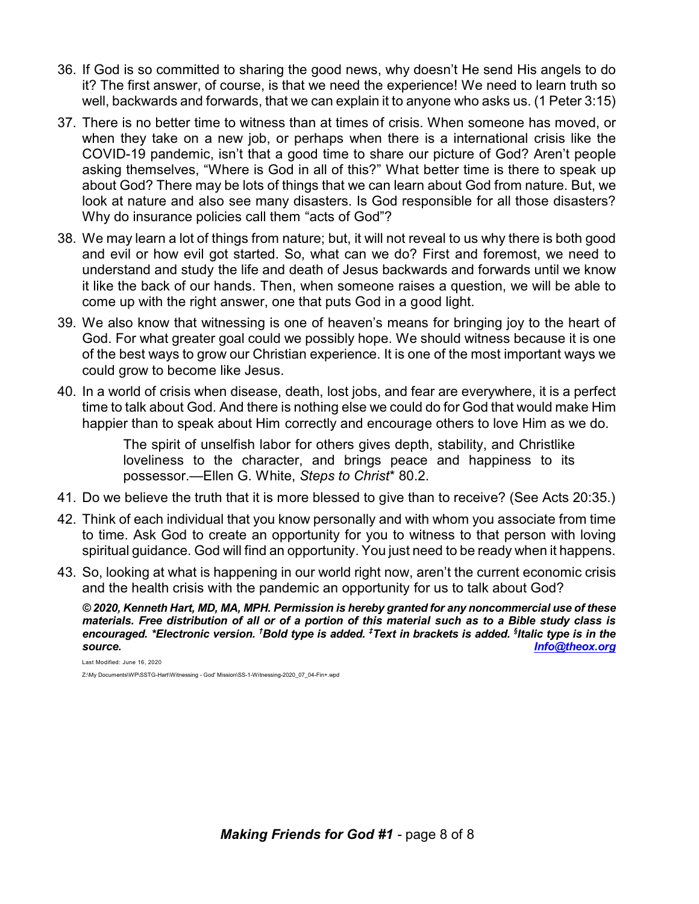36. If God is so committed to sharing the good news, why doesn't He send His angels to do it? The first answer, of course, is that we need the experience! We need to learn truth so well, backwards and forwards, that we can explain it to anyone who asks us. (1 Peter 3:15)
37. There is no better time to witness than at times of crisis. When someone has moved, or when they take on a new job, or perhaps when there is a international crisis like the COVID-19 pandemic, isn't that a good time to share our picture of God? Aren't people asking themselves, "Where is God in all of this?" What better time is there to speak up about God? There may be lots of things that we can learn about God from nature. But, we look at nature and also see many disasters. Is God responsible for all those disasters? Why do insurance policies call them "acts of God"?
38. We may learn a lot of things from nature; but, it will not reveal to us why there is both good and evil or how evil got started. So, what can we do? First and foremost, we need to understand and study the life and death of Jesus backwards and forwards until we know it like the back of our hands. Then, when someone raises a question, we will be able to come up with the right answer, one that puts God in a good light.
39. We also know that witnessing is one of heaven's means for bringing joy to the heart of God. For what greater goal could we possibly hope. We should witness because it is one of the best ways to grow our Christian experience. It is one of the most important ways we could grow to become like Jesus.
40. In a world of crisis when disease, death, lost jobs, and fear are everywhere, it is a perfect time to talk about God. And there is nothing else we could do for God that would make Him happier than to speak about Him correctly and encourage others to love Him as we do.

> The spirit of unselfish labor for others gives depth, stability, and Christlike loveliness to the character, and brings peace and happiness to its possessor.—Ellen G. White, *Steps to Christ*\* 80.2.

41. Do we believe the truth that it is more blessed to give than to receive? (See Acts 20:35.)
42. Think of each individual that you know personally and with whom you associate from time to time. Ask God to create an opportunity for you to witness to that person with loving spiritual guidance. God will find an opportunity. You just need to be ready when it happens.
43. So, looking at what is happening in our world right now, aren't the current economic crisis and the health crisis with the pandemic an opportunity for us to talk about God?

***© 2020, Kenneth Hart, MD, MA, MPH. Permission is hereby granted for any noncommercial use of these materials. Free distribution of all or of a portion of this material such as to a Bible study class is encouraged. \*Electronic version. †Bold type is added. ‡Text in brackets is added. §Italic type is in the source.*** ***Info@theox.org***

Last Modified: June 16, 2020

Z:\My Documents\WP\SSTG-Hart\Witnessing - God' Mission\SS-1-Witnessing-2020_07_04-Fin+.wpd